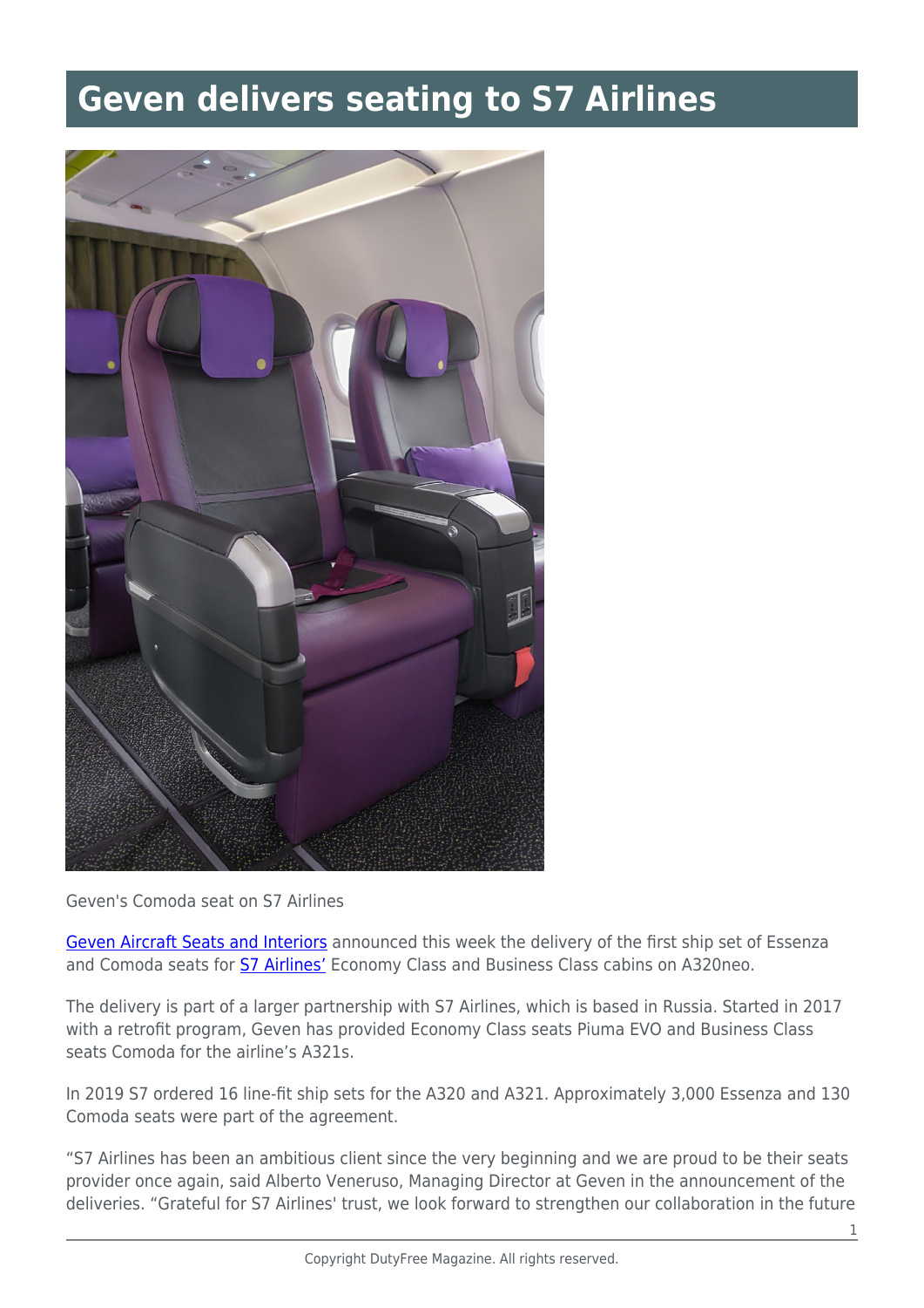# Geven delivers seating to S7 Airlines

Geven's Comoda seat on S7 Airlines

[Geven Aircraft Seats and Interiors](#) announced this week the delivery of the first ship set of Essenza and Comoda seats for [S7 Airlines'](#) Economy Class and Business Class cabins on A320neo.

The delivery is part of a larger partnership with S7 Airlines, which is based in Russia. Started in 2017 with a retrofit program, Geven has provided Economy Class seats Piuma EVO and Business Class seats Comoda for the airline's A321s.

In 2019 S7 ordered 16 line-fit ship sets for the A320 and A321. Approximately 3,000 Essenza and 130 Comoda seats were part of the agreement.

"S7 Airlines has been an ambitious client since the very beginning and we are proud to be their seats provider once again, said Alberto Veneruso, Managing Director at Geven in the announcement of the deliveries. "Grateful for S7 Airlines' trust, we look forward to strengthen our collaboration in the future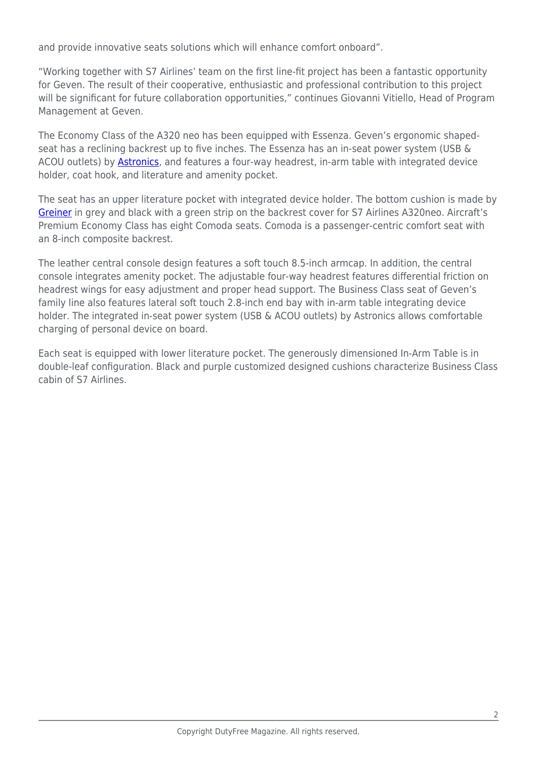and provide innovative seats solutions which will enhance comfort onboard".

"Working together with S7 Airlines' team on the first line-fit project has been a fantastic opportunity for Geven. The result of their cooperative, enthusiastic and professional contribution to this project will be significant for future collaboration opportunities," continues Giovanni Vitiello, Head of Program Management at Geven.

The Economy Class of the A320 neo has been equipped with Essenza. Geven's ergonomic shaped-seat has a reclining backrest up to five inches. The Essenza has an in-seat power system (USB & ACOU outlets) by Astronics, and features a four-way headrest, in-arm table with integrated device holder, coat hook, and literature and amenity pocket.

The seat has an upper literature pocket with integrated device holder. The bottom cushion is made by Greiner in grey and black with a green strip on the backrest cover for S7 Airlines A320neo. Aircraft's Premium Economy Class has eight Comoda seats. Comoda is a passenger-centric comfort seat with an 8-inch composite backrest.

The leather central console design features a soft touch 8.5-inch armcap. In addition, the central console integrates amenity pocket. The adjustable four-way headrest features differential friction on headrest wings for easy adjustment and proper head support. The Business Class seat of Geven's family line also features lateral soft touch 2.8-inch end bay with in-arm table integrating device holder. The integrated in-seat power system (USB & ACOU outlets) by Astronics allows comfortable charging of personal device on board.

Each seat is equipped with lower literature pocket. The generously dimensioned In-Arm Table is in double-leaf configuration. Black and purple customized designed cushions characterize Business Class cabin of S7 Airlines.